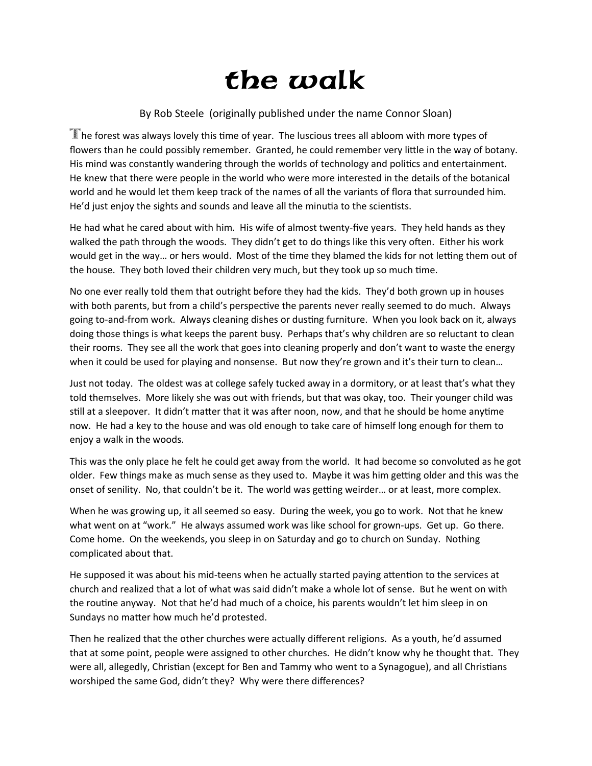# the walk

By Rob Steele (originally published under the name Connor Sloan)

The forest was always lovely this time of year. The luscious trees all abloom with more types of flowers than he could possibly remember. Granted, he could remember very little in the way of botany. His mind was constantly wandering through the worlds of technology and politics and entertainment. He knew that there were people in the world who were more interested in the details of the botanical world and he would let them keep track of the names of all the variants of flora that surrounded him. He'd just enjoy the sights and sounds and leave all the minutia to the scientists.

He had what he cared about with him. His wife of almost twenty-five years. They held hands as they walked the path through the woods. They didn't get to do things like this very often. Either his work would get in the way… or hers would. Most of the time they blamed the kids for not letting them out of the house. They both loved their children very much, but they took up so much time.

No one ever really told them that outright before they had the kids. They'd both grown up in houses with both parents, but from a child's perspective the parents never really seemed to do much. Always going to-and-from work. Always cleaning dishes or dusting furniture. When you look back on it, always doing those things is what keeps the parent busy. Perhaps that's why children are so reluctant to clean their rooms. They see all the work that goes into cleaning properly and don't want to waste the energy when it could be used for playing and nonsense. But now they're grown and it's their turn to clean…

Just not today. The oldest was at college safely tucked away in a dormitory, or at least that's what they told themselves. More likely she was out with friends, but that was okay, too. Their younger child was still at a sleepover. It didn't matter that it was after noon, now, and that he should be home anytime now. He had a key to the house and was old enough to take care of himself long enough for them to enjoy a walk in the woods.

This was the only place he felt he could get away from the world. It had become so convoluted as he got older. Few things make as much sense as they used to. Maybe it was him getting older and this was the onset of senility. No, that couldn't be it. The world was getting weirder… or at least, more complex.

When he was growing up, it all seemed so easy. During the week, you go to work. Not that he knew what went on at "work." He always assumed work was like school for grown-ups. Get up. Go there. Come home. On the weekends, you sleep in on Saturday and go to church on Sunday. Nothing complicated about that.

He supposed it was about his mid-teens when he actually started paying attention to the services at church and realized that a lot of what was said didn't make a whole lot of sense. But he went on with the routine anyway. Not that he'd had much of a choice, his parents wouldn't let him sleep in on Sundays no matter how much he'd protested.

Then he realized that the other churches were actually different religions. As a youth, he'd assumed that at some point, people were assigned to other churches. He didn't know why he thought that. They were all, allegedly, Christian (except for Ben and Tammy who went to a Synagogue), and all Christians worshiped the same God, didn't they? Why were there differences?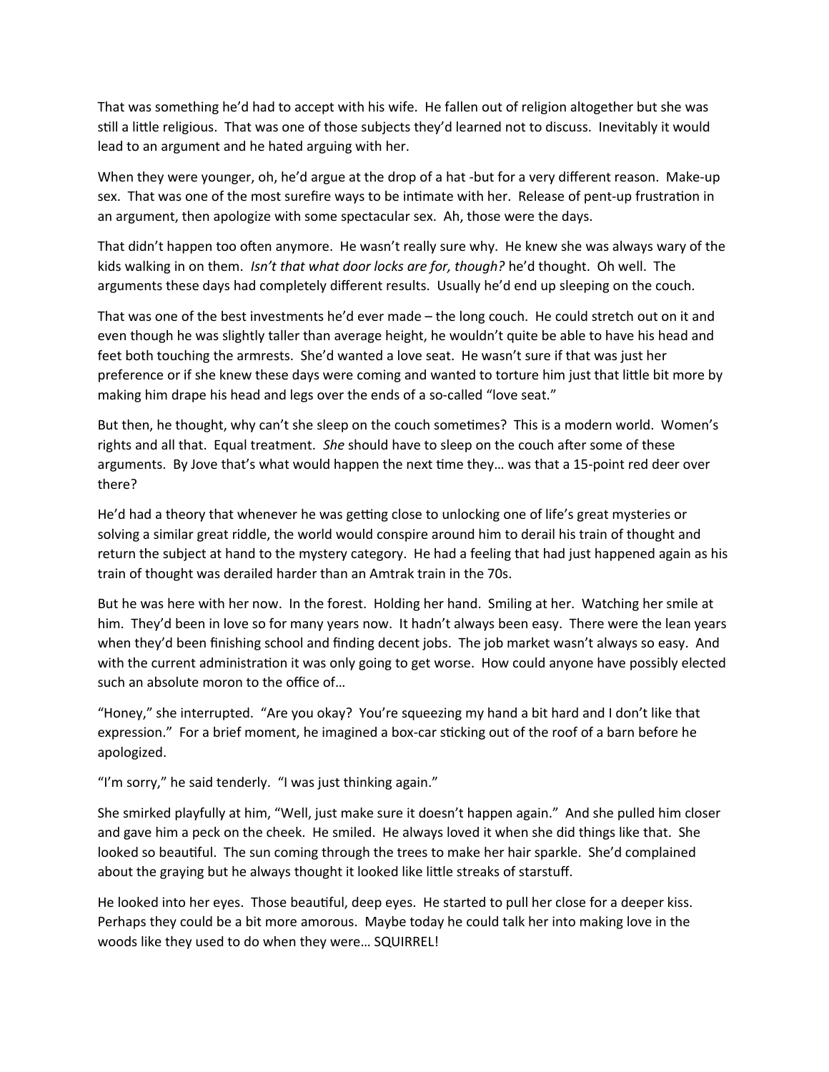That was something he'd had to accept with his wife. He fallen out of religion altogether but she was still a little religious. That was one of those subjects they'd learned not to discuss. Inevitably it would lead to an argument and he hated arguing with her.

When they were younger, oh, he'd argue at the drop of a hat -but for a very different reason. Make-up sex. That was one of the most surefire ways to be intimate with her. Release of pent-up frustration in an argument, then apologize with some spectacular sex. Ah, those were the days.

That didn't happen too often anymore. He wasn't really sure why. He knew she was always wary of the kids walking in on them. *Isn't that what door locks are for, though?* he'd thought. Oh well. The arguments these days had completely different results. Usually he'd end up sleeping on the couch.

That was one of the best investments he'd ever made – the long couch. He could stretch out on it and even though he was slightly taller than average height, he wouldn't quite be able to have his head and feet both touching the armrests. She'd wanted a love seat. He wasn't sure if that was just her preference or if she knew these days were coming and wanted to torture him just that little bit more by making him drape his head and legs over the ends of a so-called "love seat."

But then, he thought, why can't she sleep on the couch sometimes? This is a modern world. Women's rights and all that. Equal treatment. *She* should have to sleep on the couch after some of these arguments. By Jove that's what would happen the next time they… was that a 15-point red deer over there?

He'd had a theory that whenever he was getting close to unlocking one of life's great mysteries or solving a similar great riddle, the world would conspire around him to derail his train of thought and return the subject at hand to the mystery category. He had a feeling that had just happened again as his train of thought was derailed harder than an Amtrak train in the 70s.

But he was here with her now. In the forest. Holding her hand. Smiling at her. Watching her smile at him. They'd been in love so for many years now. It hadn't always been easy. There were the lean years when they'd been finishing school and finding decent jobs. The job market wasn't always so easy. And with the current administration it was only going to get worse. How could anyone have possibly elected such an absolute moron to the office of…

"Honey," she interrupted. "Are you okay? You're squeezing my hand a bit hard and I don't like that expression." For a brief moment, he imagined a box-car sticking out of the roof of a barn before he apologized.

"I'm sorry," he said tenderly. "I was just thinking again."

She smirked playfully at him, "Well, just make sure it doesn't happen again." And she pulled him closer and gave him a peck on the cheek. He smiled. He always loved it when she did things like that. She looked so beautiful. The sun coming through the trees to make her hair sparkle. She'd complained about the graying but he always thought it looked like little streaks of starstuff.

He looked into her eyes. Those beautiful, deep eyes. He started to pull her close for a deeper kiss. Perhaps they could be a bit more amorous. Maybe today he could talk her into making love in the woods like they used to do when they were… SQUIRREL!